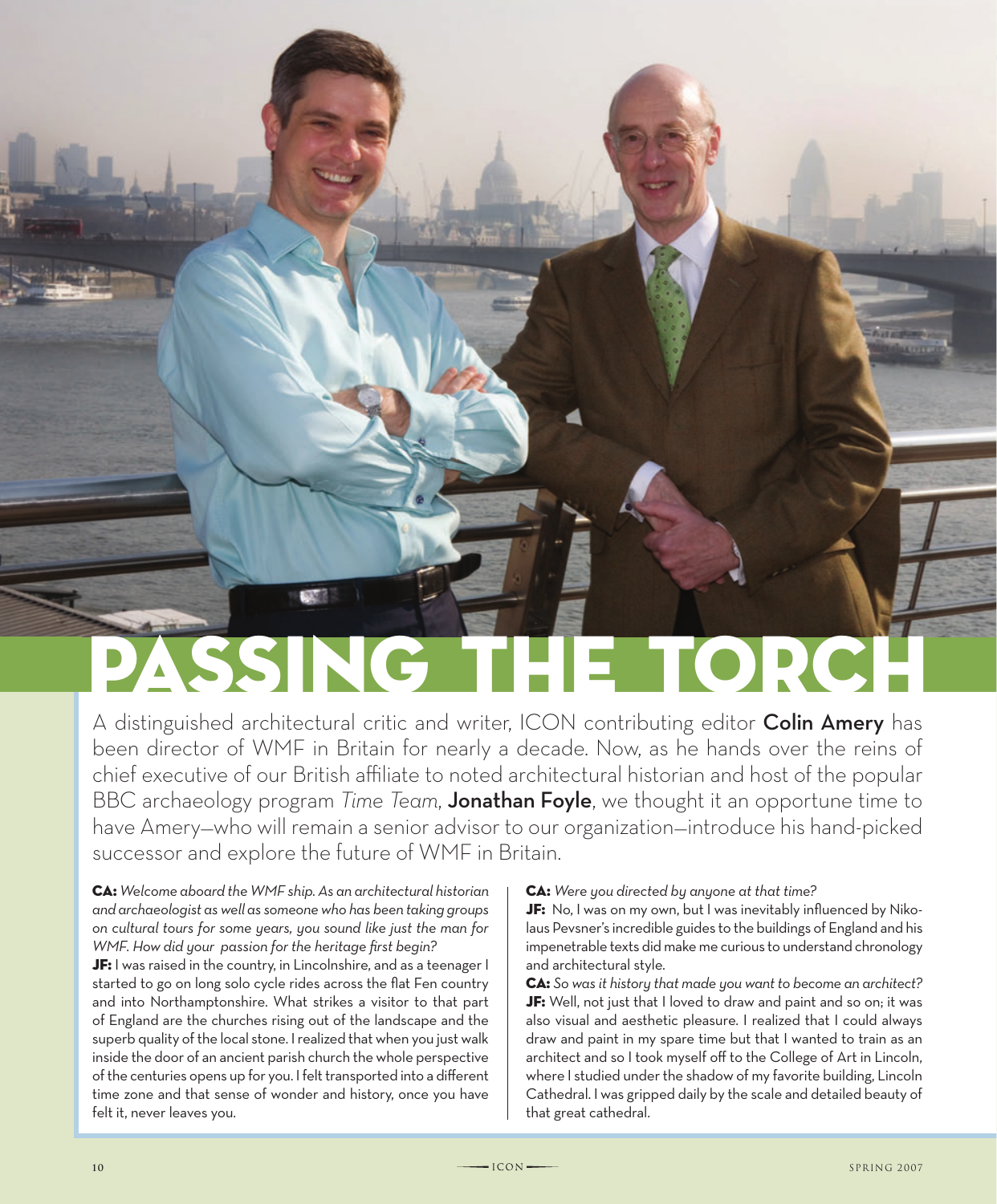# PASSING THE TORCH

A distinguished architectural critic and writer, ICON contributing editor **Colin Amery** has been director of WMF in Britain for nearly a decade. Now, as he hands over the reins of chief executive of our British affiliate to noted architectural historian and host of the popular BBC archaeology program *Time Team,* **Jonathan Foyle**, we thought it an opportune time to have Amery—who will remain a senior advisor to our organization—introduce his hand-picked successor and explore the future of WMF in Britain.

**CA:** *Welcome aboard the WMF ship. As an architectural historian and archaeologist as well as someone who has been taking groups on cultural tours for some years, you sound like just the man for WMF. How did your passion for the heritage first begin?*

**JF:** I was raised in the country, in Lincolnshire, and as a teenager I started to go on long solo cycle rides across the flat Fen country and into Northamptonshire. What strikes a visitor to that part of England are the churches rising out of the landscape and the superb quality of the local stone. I realized that when you just walk inside the door of an ancient parish church the whole perspective of the centuries opens up for you. I felt transported into a different time zone and that sense of wonder and history, once you have felt it, never leaves you.

**CA:** *Were you directed by anyone at that time?*

**JF:** No, I was on my own, but I was inevitably influenced by Nikolaus Pevsner's incredible guides to the buildings of England and his impenetrable texts did make me curious to understand chronology and architectural style.

**CA:** *So was it history that made you want to become an architect?*

**JF:** Well, not just that I loved to draw and paint and so on; it was also visual and aesthetic pleasure. I realized that I could always draw and paint in my spare time but that I wanted to train as an architect and so I took myself off to the College of Art in Lincoln, where I studied under the shadow of my favorite building, Lincoln Cathedral. I was gripped daily by the scale and detailed beauty of that great cathedral.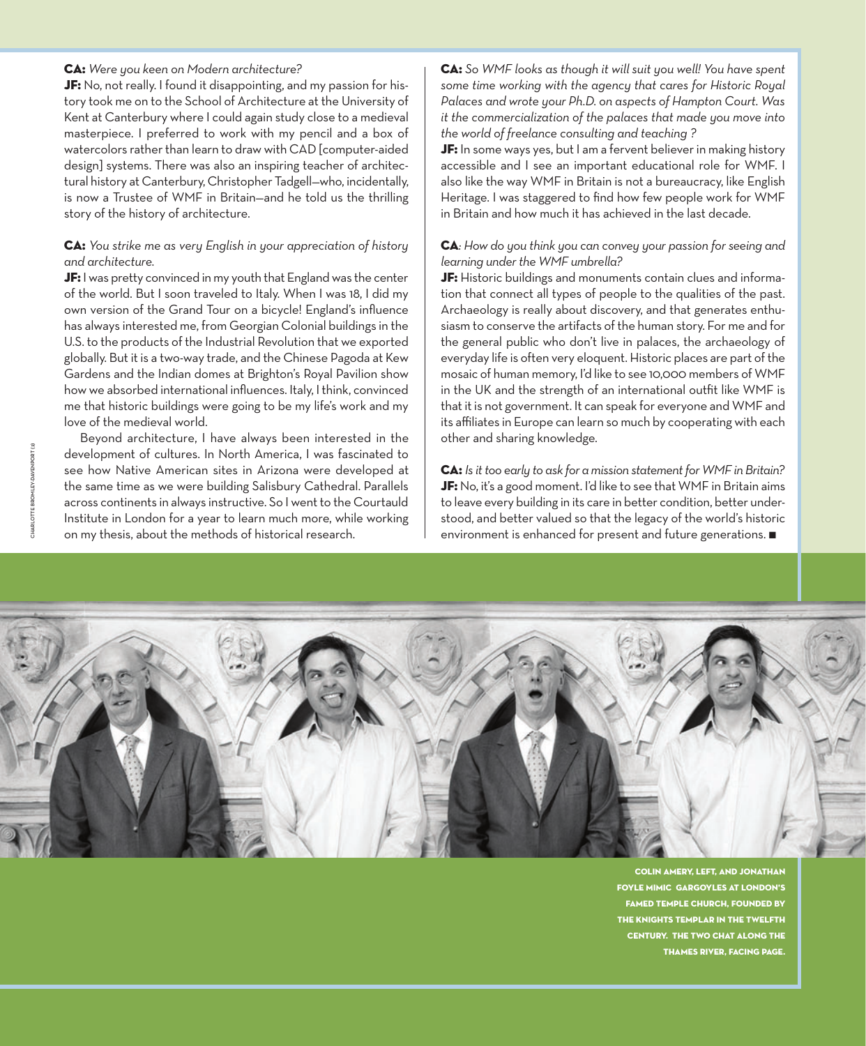**CA:** *Were you keen on Modern architecture?*

**JF:** No, not really. I found it disappointing, and my passion for history took me on to the School of Architecture at the University of Kent at Canterbury where I could again study close to a medieval masterpiece. I preferred to work with my pencil and a box of watercolors rather than learn to draw with CAD [computer-aided design] systems. There was also an inspiring teacher of architectural history at Canterbury, Christopher Tadgell—who, incidentally, is now a Trustee of WMF in Britain—and he told us the thrilling story of the history of architecture.

**CA:** *You strike me as very English in your appreciation of history and architecture.*

**JF:** I was pretty convinced in my youth that England was the center of the world. But I soon traveled to Italy. When I was 18, I did my own version of the Grand Tour on a bicycle! England's influence has always interested me, from Georgian Colonial buildings in the U.S. to the products of the Industrial Revolution that we exported globally. But it is a two-way trade, and the Chinese Pagoda at Kew Gardens and the Indian domes at Brighton's Royal Pavilion show how we absorbed international influences. Italy, I think, convinced me that historic buildings were going to be my life's work and my love of the medieval world.

Beyond architecture, I have always been interested in the development of cultures. In North America, I was fascinated to see how Native American sites in Arizona were developed at the same time as we were building Salisbury Cathedral. Parallels across continents in always instructive. So I went to the Courtauld Institute in London for a year to learn much more, while working on my thesis, about the methods of historical research.

**CA:** *So WMF looks as though it will suit you well! You have spent some time working with the agency that cares for Historic Royal Palaces and wrote your Ph.D. on aspects of Hampton Court. Was it the commercialization of the palaces that made you move into the world of freelance consulting and teaching ?*

**JF:** In some ways yes, but I am a fervent believer in making history accessible and I see an important educational role for WMF. I also like the way WMF in Britain is not a bureaucracy, like English Heritage. I was staggered to find how few people work for WMF in Britain and how much it has achieved in the last decade.

**CA**: *How do you think you can convey your passion for seeing and learning under the WMF umbrella?*

**JF:** Historic buildings and monuments contain clues and information that connect all types of people to the qualities of the past. Archaeology is really about discovery, and that generates enthusiasm to conserve the artifacts of the human story. For me and for the general public who don't live in palaces, the archaeology of everyday life is often very eloquent. Historic places are part of the mosaic of human memory, I'd like to see 10,000 members of WMF in the UK and the strength of an international outfit like WMF is that it is not government. It can speak for everyone and WMF and its affiliates in Europe can learn so much by cooperating with each other and sharing knowledge.

**CA:** *Is it too early to ask for a mission statement for WMF in Britain?*

**JF:** No, it's a good moment. I'd like to see that WMF in Britain aims to leave every building in its care in better condition, better understood, and better valued so that the legacy of the world's historic environment is enhanced for present and future generations. ■

CHARLOTTE BROMLEY-DAVENPORT (2)

COLIN AMERY, LEFT, AND JONATHAN FOYLE MIMIC GARGOYLES AT LONDON'S FAMED TEMPLE CHURCH, FOUNDED BY THE KNIGHTS TEMPLAR IN THE TWELFTH CENTURY. THE TWO CHAT ALONG THE THAMES RIVER, FACING PAGE.